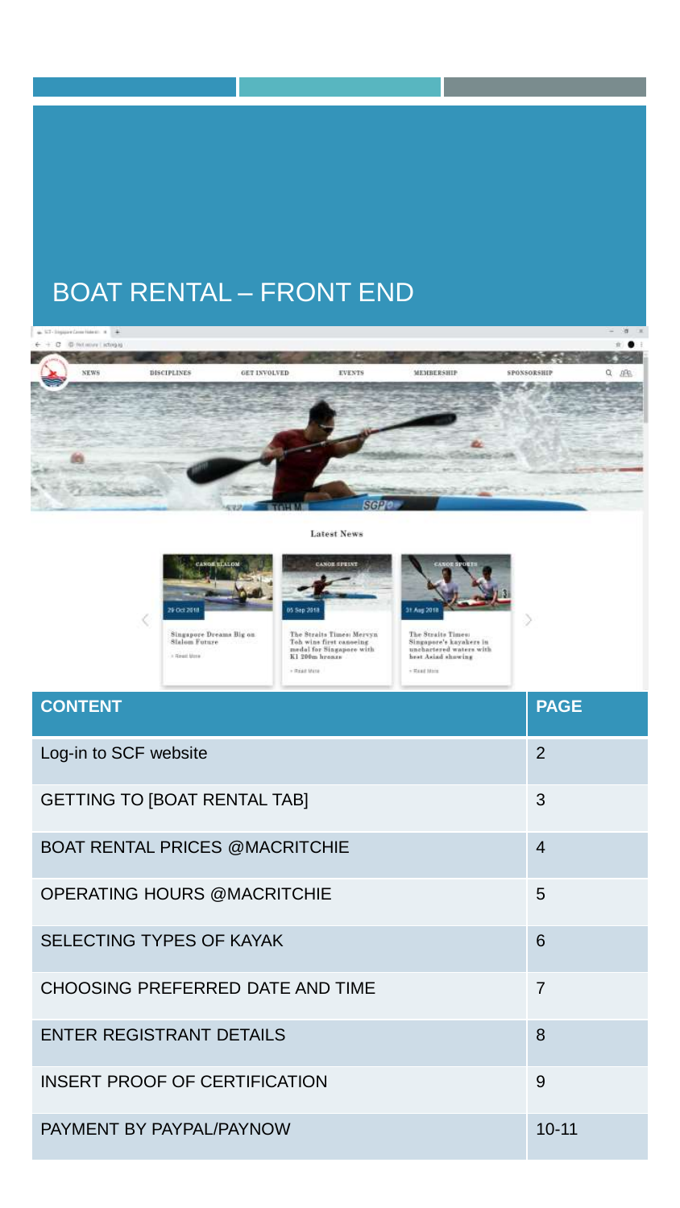# BOAT RENTAL – FRONT END

| CONTENT | PAGE |
| --- | --- |
| Log-in to SCF website | 2 |
| GETTING TO [BOAT RENTAL TAB] | 3 |
| BOAT RENTAL PRICES @MACRITCHIE | 4 |
| OPERATING HOURS @MACRITCHIE | 5 |
| SELECTING TYPES OF KAYAK | 6 |
| CHOOSING PREFERRED DATE AND TIME | 7 |
| ENTER REGISTRANT DETAILS | 8 |
| INSERT PROOF OF CERTIFICATION | 9 |
| PAYMENT BY PAYPAL/PAYNOW | 10-11 |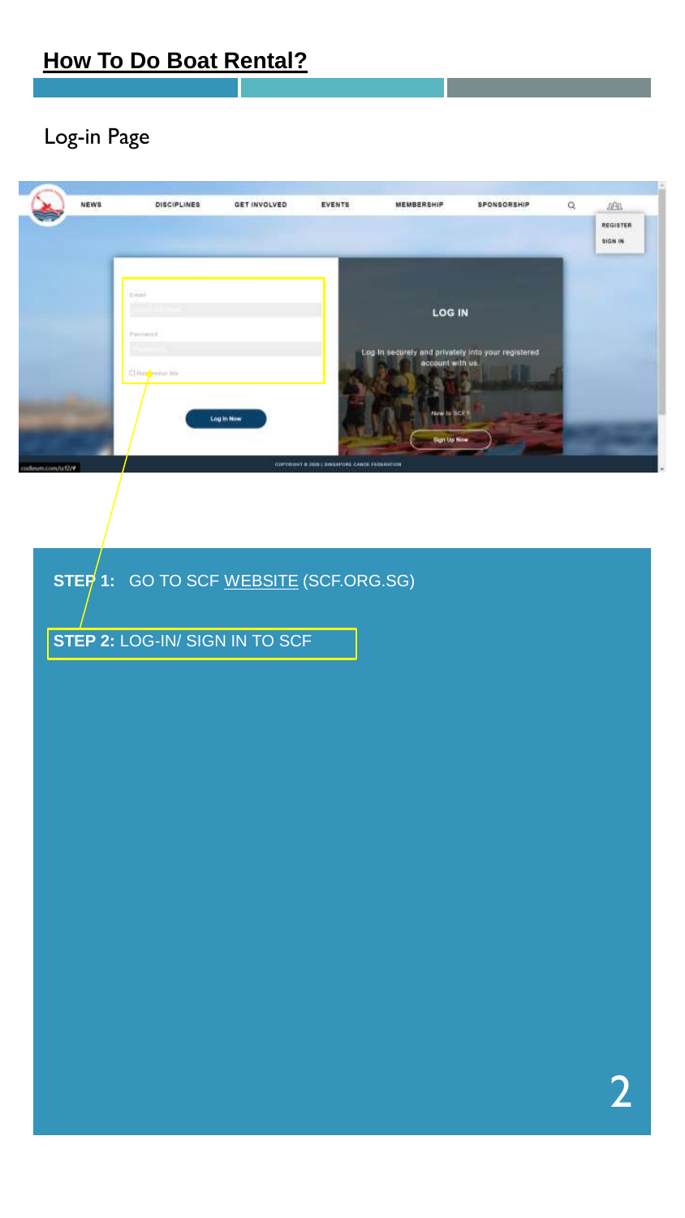## How To Do Boat Rental?

Log-in Page

**STEP 1:** GO TO SCF WEBSITE (SCF.ORG.SG)

**STEP 2:** LOG-IN/ SIGN IN TO SCF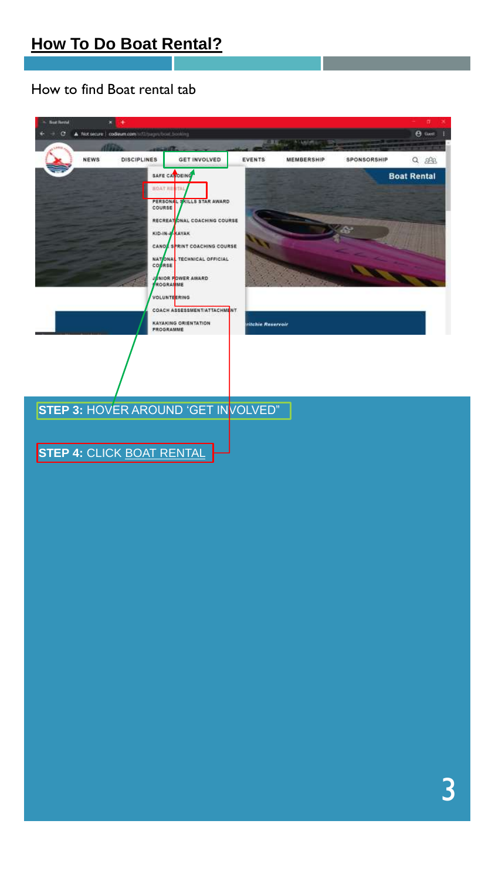## How To Do Boat Rental?

How to find Boat rental tab

**STEP 3:** HOVER AROUND 'GET INVOLVED"

**STEP 4:** CLICK BOAT RENTAL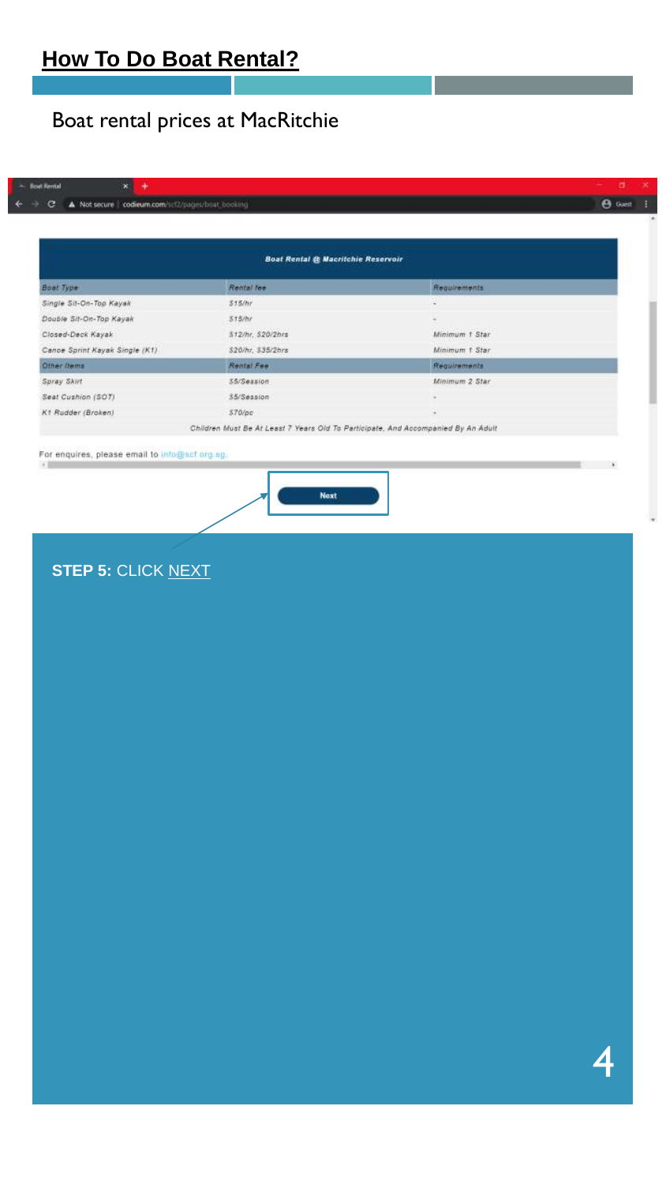## How To Do Boat Rental?

Boat rental prices at MacRitchie

| Boat Rental @ Macritchie Reservoir | | |
|---|---|---|
| Boat Type | Rental fee | Requirements |
| Single Sit-On-Top Kayak | $15/hr | - |
| Double Sit-On-Top Kayak | $15/hr | - |
| Closed-Deck Kayak | $12/hr, $20/2hrs | Minimum 1 Star |
| Canoe Sprint Kayak Single (K1) | $20/hr, $35/2hrs | Minimum 1 Star |
| Other Items | Rental Fee | Requirements |
| Spray Skirt | $5/Session | Minimum 2 Star |
| Seat Cushion (SOT) | $5/Session | - |
| K1 Rudder (Broken) | $70/pc | - |

Children Must Be At Least 7 Years Old To Participate, And Accompanied By An Adult

For enquires, please email to info@scf.org.sg.

Next

**STEP 5:** CLICK NEXT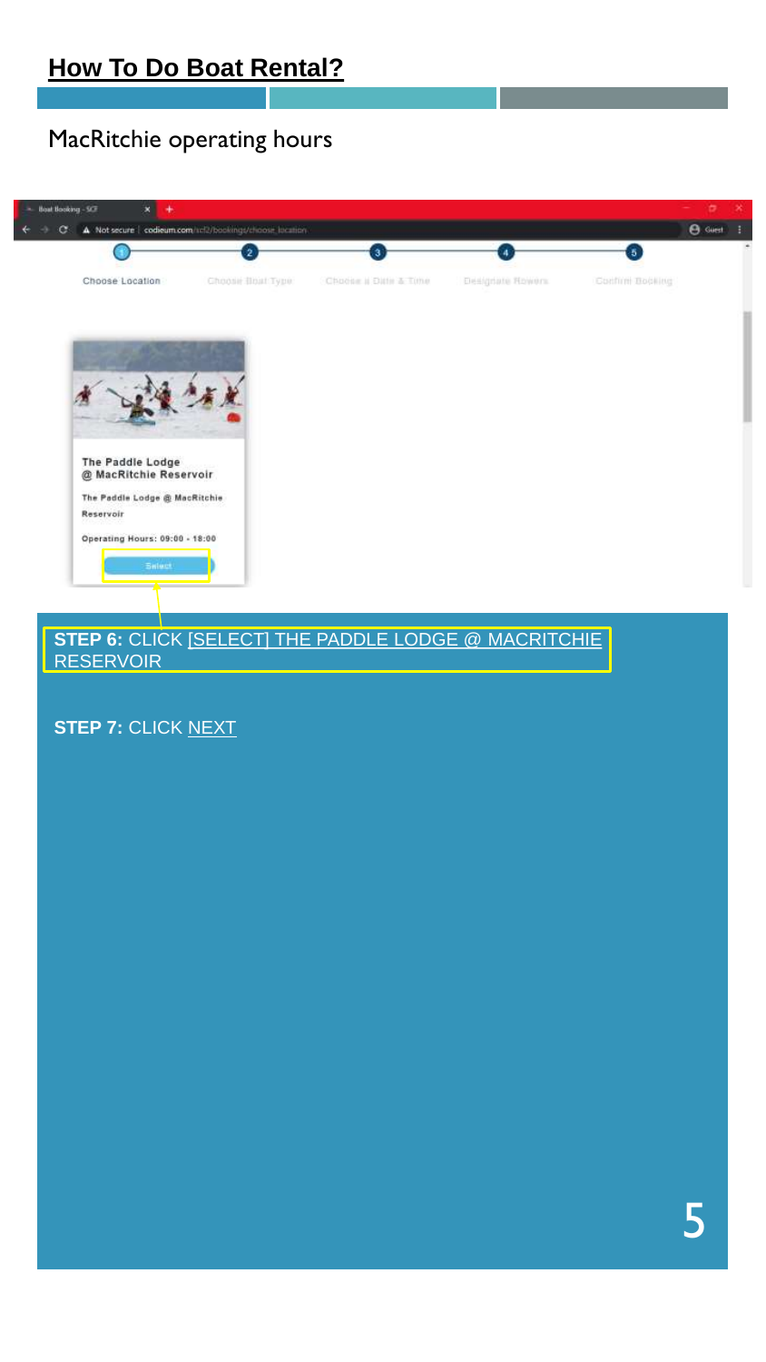## How To Do Boat Rental?

MacRitchie operating hours

Boat Booking - SCF

Not secure | codieum.com/scf2/bookings/choose_location

1 Choose Location
2 Choose Boat Type
3 Choose a Date & Time
4 Designate Rowers
5 Confirm Booking

The Paddle Lodge @ MacRitchie Reservoir

The Paddle Lodge @ MacRitchie Reservoir

Operating Hours: 09:00 - 18:00

Select

**STEP 6:** CLICK [SELECT] THE PADDLE LODGE @ MACRITCHIE RESERVOIR

**STEP 7:** CLICK NEXT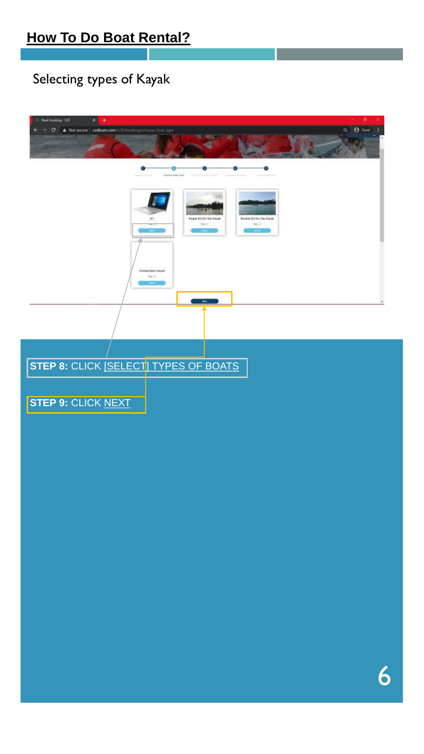## How To Do Boat Rental?

Selecting types of Kayak

**STEP 8:** CLICK [SELECT] TYPES OF BOATS

**STEP 9:** CLICK NEXT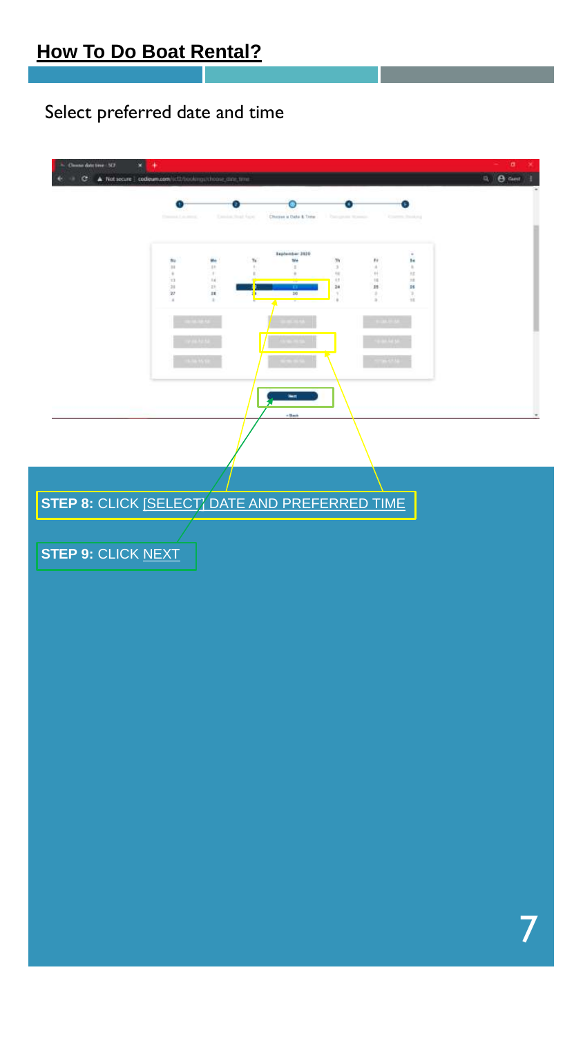## How To Do Boat Rental?

Select preferred date and time

**STEP 8:** CLICK [SELECT] DATE AND PREFERRED TIME

**STEP 9:** CLICK NEXT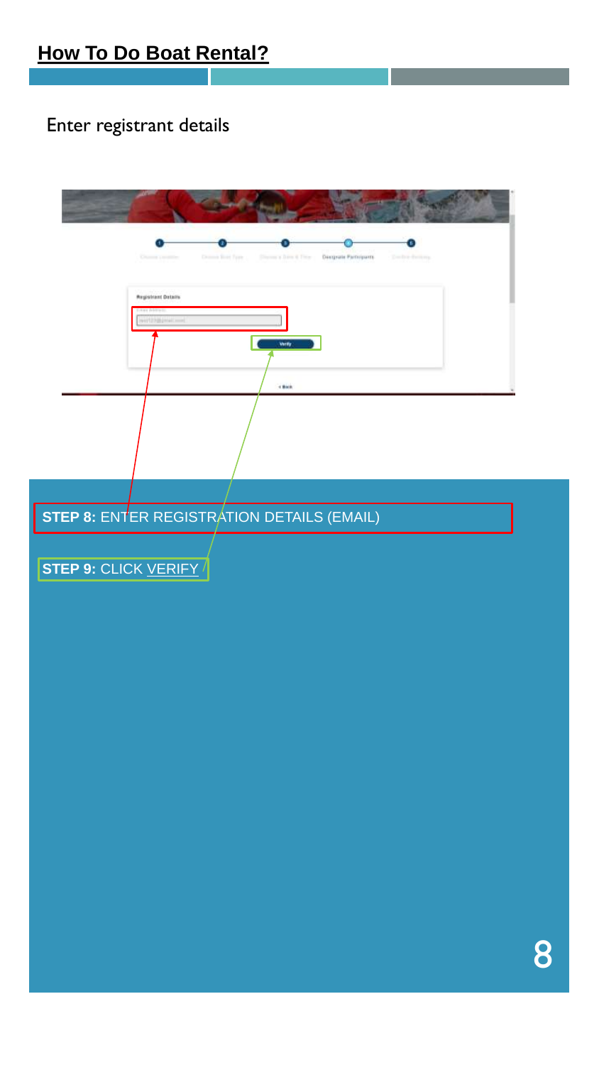## How To Do Boat Rental?

Enter registrant details

**STEP 8:** ENTER REGISTRATION DETAILS (EMAIL)

**STEP 9:** CLICK VERIFY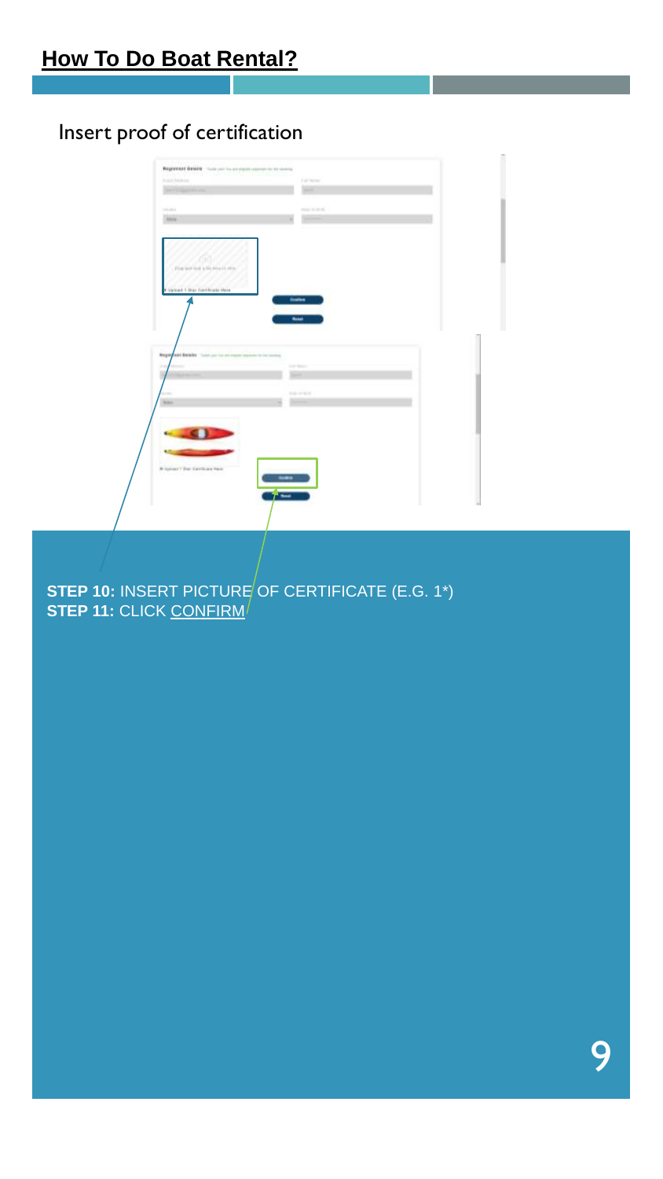## How To Do Boat Rental?

Insert proof of certification

**STEP 10:** INSERT PICTURE OF CERTIFICATE (E.G. 1*)
**STEP 11:** CLICK CONFIRM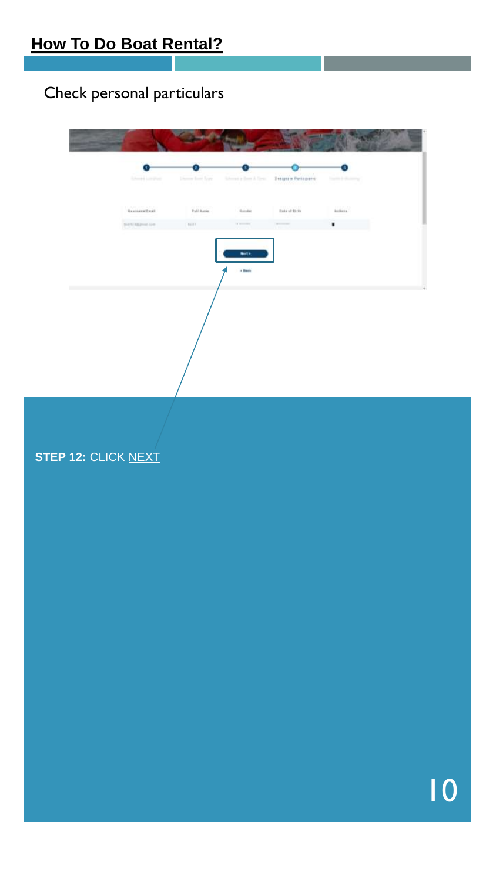# How To Do Boat Rental?

Check personal particulars

**STEP 12:** CLICK NEXT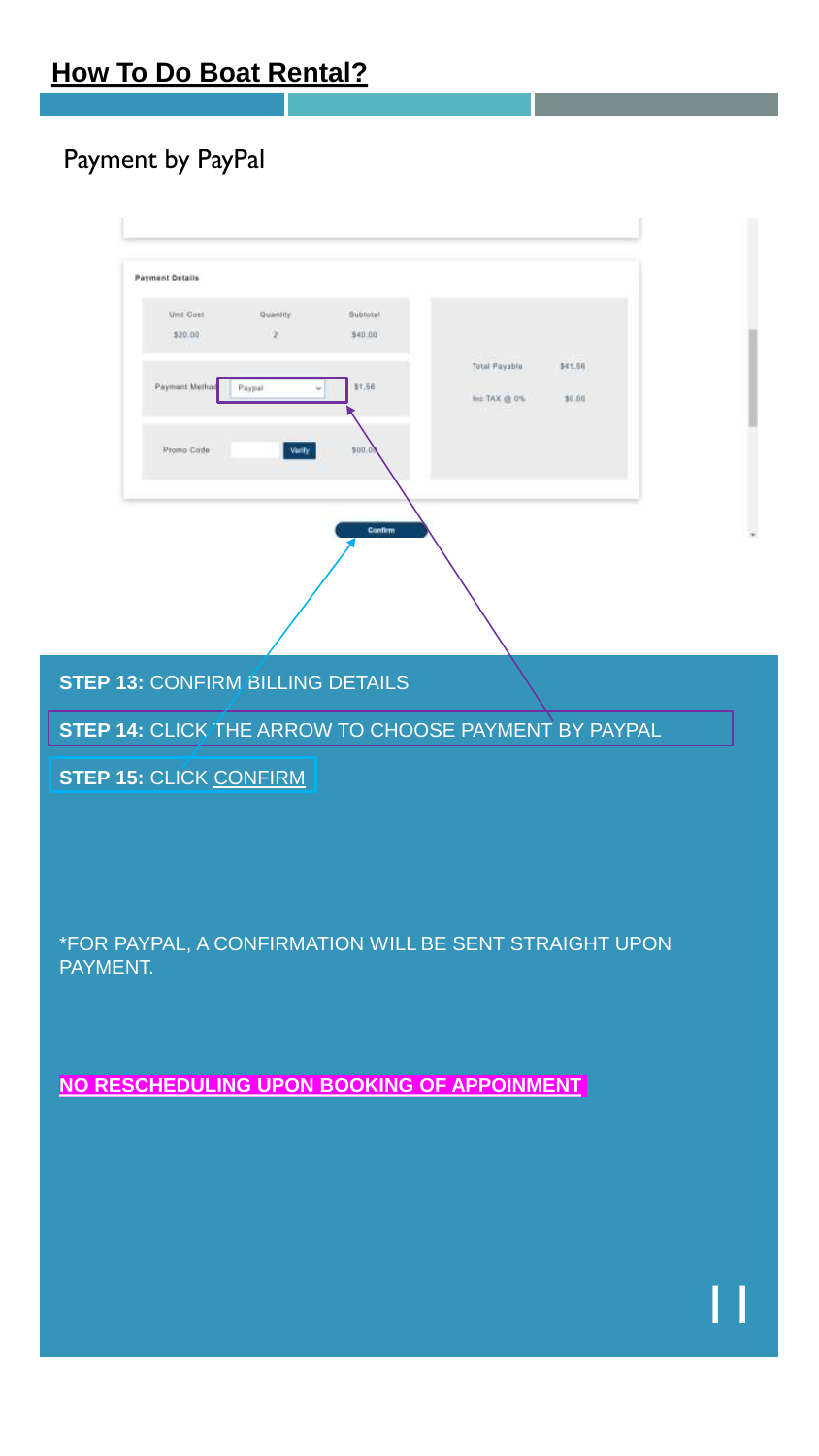## How To Do Boat Rental?

Payment by PayPal

**Payment Details**

| Unit Cost | Quantity | Subtotal |
|---|---|---|
| $20.00 | 2 | $40.00 |

Payment Method: Paypal — $1.56

Promo Code: Verify — $00.00

Total Payable: $41.56

Inc TAX @ 0%: $0.00

Confirm

**STEP 13:** CONFIRM BILLING DETAILS

**STEP 14:** CLICK THE ARROW TO CHOOSE PAYMENT BY PAYPAL

**STEP 15:** CLICK CONFIRM

*FOR PAYPAL, A CONFIRMATION WILL BE SENT STRAIGHT UPON PAYMENT.

**NO RESCHEDULING UPON BOOKING OF APPOINMENT**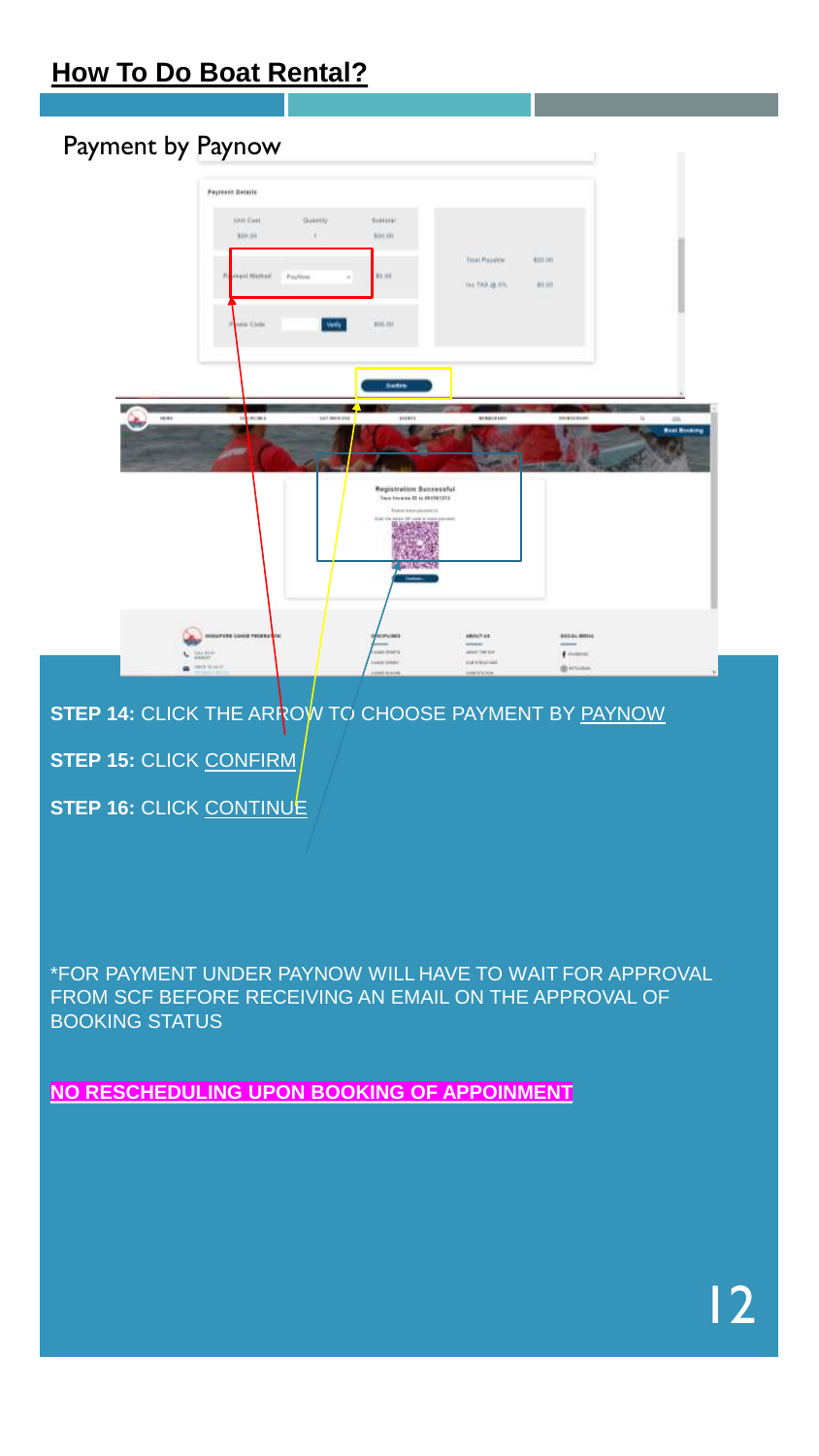## How To Do Boat Rental?

Payment by Paynow

**STEP 14:** CLICK THE ARROW TO CHOOSE PAYMENT BY PAYNOW

**STEP 15:** CLICK CONFIRM

**STEP 16:** CLICK CONTINUE

*FOR PAYMENT UNDER PAYNOW WILL HAVE TO WAIT FOR APPROVAL FROM SCF BEFORE RECEIVING AN EMAIL ON THE APPROVAL OF BOOKING STATUS

**NO RESCHEDULING UPON BOOKING OF APPOINMENT**